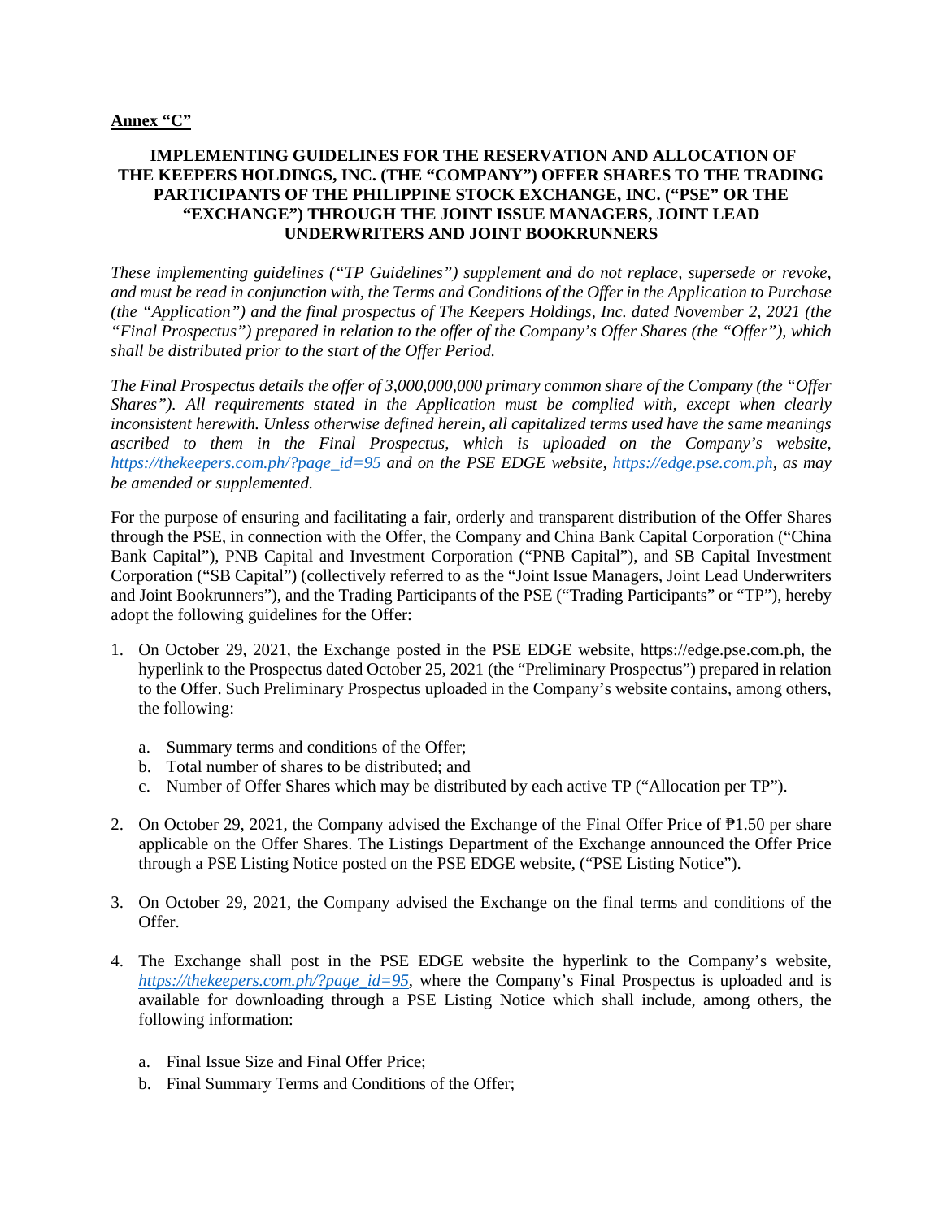**Annex "C"**

# IMPLEMENTING GUIDELINES FOR THE RESERVATION AND ALLOCATION OF THE KEEPERS HOLDINGS, INC. (THE "COMPANY") OFFER SHARES TO THE TRADING PARTICIPANTS OF THE PHILIPPINE STOCK EXCHANGE, INC. ("PSE" OR THE "EXCHANGE") THROUGH THE JOINT ISSUE MANAGERS, JOINT LEAD UNDERWRITERS AND JOINT BOOKRUNNERS

*These implementing guidelines ("TP Guidelines") supplement and do not replace, supersede or revoke, and must be read in conjunction with, the Terms and Conditions of the Offer in the Application to Purchase (the "Application") and the final prospectus of The Keepers Holdings, Inc. dated November 2, 2021 (the "Final Prospectus") prepared in relation to the offer of the Company's Offer Shares (the "Offer"), which shall be distributed prior to the start of the Offer Period.*

*The Final Prospectus details the offer of 3,000,000,000 primary common share of the Company (the "Offer Shares"). All requirements stated in the Application must be complied with, except when clearly inconsistent herewith. Unless otherwise defined herein, all capitalized terms used have the same meanings ascribed to them in the Final Prospectus, which is uploaded on the Company's website, https://thekeepers.com.ph/?page_id=95 and on the PSE EDGE website, https://edge.pse.com.ph, as may be amended or supplemented.*

For the purpose of ensuring and facilitating a fair, orderly and transparent distribution of the Offer Shares through the PSE, in connection with the Offer, the Company and China Bank Capital Corporation ("China Bank Capital"), PNB Capital and Investment Corporation ("PNB Capital"), and SB Capital Investment Corporation ("SB Capital") (collectively referred to as the "Joint Issue Managers, Joint Lead Underwriters and Joint Bookrunners"), and the Trading Participants of the PSE ("Trading Participants" or "TP"), hereby adopt the following guidelines for the Offer:

1. On October 29, 2021, the Exchange posted in the PSE EDGE website, https://edge.pse.com.ph, the hyperlink to the Prospectus dated October 25, 2021 (the "Preliminary Prospectus") prepared in relation to the Offer. Such Preliminary Prospectus uploaded in the Company's website contains, among others, the following:

   a. Summary terms and conditions of the Offer;
   b. Total number of shares to be distributed; and
   c. Number of Offer Shares which may be distributed by each active TP ("Allocation per TP").

2. On October 29, 2021, the Company advised the Exchange of the Final Offer Price of ₱1.50 per share applicable on the Offer Shares. The Listings Department of the Exchange announced the Offer Price through a PSE Listing Notice posted on the PSE EDGE website, ("PSE Listing Notice").

3. On October 29, 2021, the Company advised the Exchange on the final terms and conditions of the Offer.

4. The Exchange shall post in the PSE EDGE website the hyperlink to the Company's website, *https://thekeepers.com.ph/?page_id=95*, where the Company's Final Prospectus is uploaded and is available for downloading through a PSE Listing Notice which shall include, among others, the following information:

   a. Final Issue Size and Final Offer Price;
   b. Final Summary Terms and Conditions of the Offer;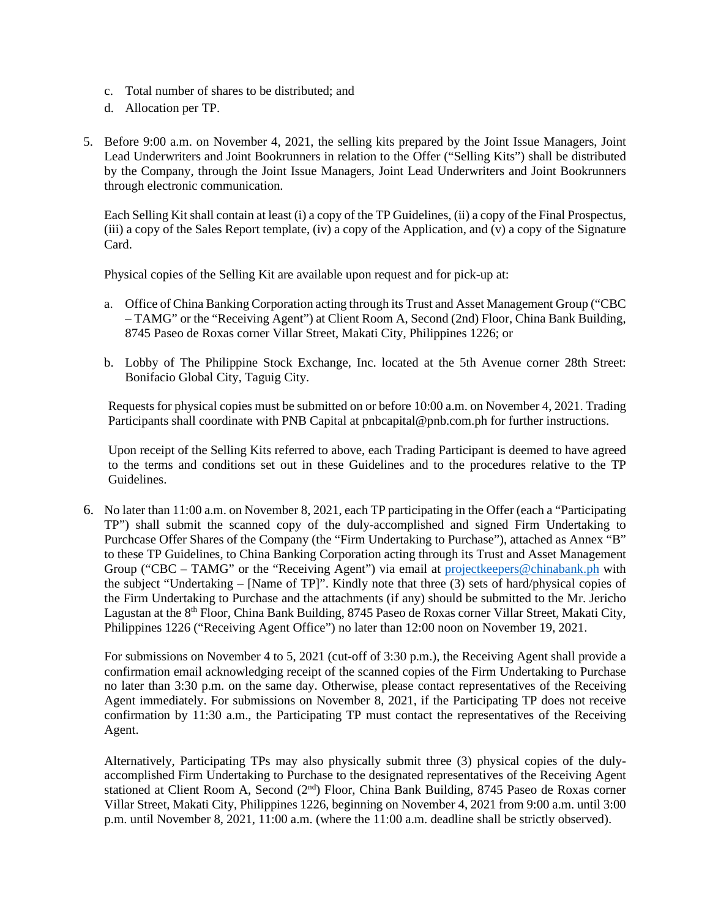c. Total number of shares to be distributed; and

d. Allocation per TP.

5. Before 9:00 a.m. on November 4, 2021, the selling kits prepared by the Joint Issue Managers, Joint Lead Underwriters and Joint Bookrunners in relation to the Offer ("Selling Kits") shall be distributed by the Company, through the Joint Issue Managers, Joint Lead Underwriters and Joint Bookrunners through electronic communication.

   Each Selling Kit shall contain at least (i) a copy of the TP Guidelines, (ii) a copy of the Final Prospectus, (iii) a copy of the Sales Report template, (iv) a copy of the Application, and (v) a copy of the Signature Card.

   Physical copies of the Selling Kit are available upon request and for pick-up at:

   a. Office of China Banking Corporation acting through its Trust and Asset Management Group ("CBC – TAMG" or the "Receiving Agent") at Client Room A, Second (2nd) Floor, China Bank Building, 8745 Paseo de Roxas corner Villar Street, Makati City, Philippines 1226; or

   b. Lobby of The Philippine Stock Exchange, Inc. located at the 5th Avenue corner 28th Street: Bonifacio Global City, Taguig City.

   Requests for physical copies must be submitted on or before 10:00 a.m. on November 4, 2021. Trading Participants shall coordinate with PNB Capital at pnbcapital@pnb.com.ph for further instructions.

   Upon receipt of the Selling Kits referred to above, each Trading Participant is deemed to have agreed to the terms and conditions set out in these Guidelines and to the procedures relative to the TP Guidelines.

6. No later than 11:00 a.m. on November 8, 2021, each TP participating in the Offer (each a "Participating TP") shall submit the scanned copy of the duly-accomplished and signed Firm Undertaking to Purchcase Offer Shares of the Company (the "Firm Undertaking to Purchase"), attached as Annex "B" to these TP Guidelines, to China Banking Corporation acting through its Trust and Asset Management Group ("CBC – TAMG" or the "Receiving Agent") via email at projectkeepers@chinabank.ph with the subject "Undertaking – [Name of TP]". Kindly note that three (3) sets of hard/physical copies of the Firm Undertaking to Purchase and the attachments (if any) should be submitted to the Mr. Jericho Lagustan at the 8th Floor, China Bank Building, 8745 Paseo de Roxas corner Villar Street, Makati City, Philippines 1226 ("Receiving Agent Office") no later than 12:00 noon on November 19, 2021.

   For submissions on November 4 to 5, 2021 (cut-off of 3:30 p.m.), the Receiving Agent shall provide a confirmation email acknowledging receipt of the scanned copies of the Firm Undertaking to Purchase no later than 3:30 p.m. on the same day. Otherwise, please contact representatives of the Receiving Agent immediately. For submissions on November 8, 2021, if the Participating TP does not receive confirmation by 11:30 a.m., the Participating TP must contact the representatives of the Receiving Agent.

   Alternatively, Participating TPs may also physically submit three (3) physical copies of the duly-accomplished Firm Undertaking to Purchase to the designated representatives of the Receiving Agent stationed at Client Room A, Second (2nd) Floor, China Bank Building, 8745 Paseo de Roxas corner Villar Street, Makati City, Philippines 1226, beginning on November 4, 2021 from 9:00 a.m. until 3:00 p.m. until November 8, 2021, 11:00 a.m. (where the 11:00 a.m. deadline shall be strictly observed).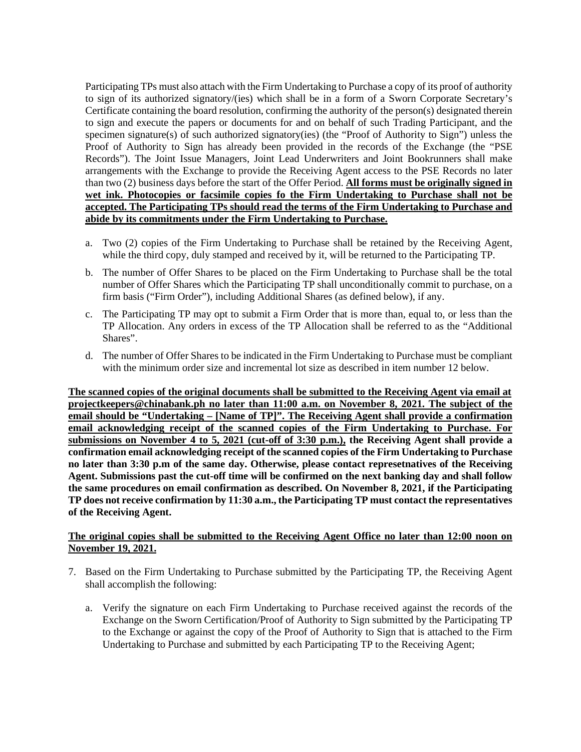Participating TPs must also attach with the Firm Undertaking to Purchase a copy of its proof of authority to sign of its authorized signatory/(ies) which shall be in a form of a Sworn Corporate Secretary's Certificate containing the board resolution, confirming the authority of the person(s) designated therein to sign and execute the papers or documents for and on behalf of such Trading Participant, and the specimen signature(s) of such authorized signatory(ies) (the "Proof of Authority to Sign") unless the Proof of Authority to Sign has already been provided in the records of the Exchange (the "PSE Records"). The Joint Issue Managers, Joint Lead Underwriters and Joint Bookrunners shall make arrangements with the Exchange to provide the Receiving Agent access to the PSE Records no later than two (2) business days before the start of the Offer Period. **All forms must be originally signed in wet ink. Photocopies or facsimile copies fo the Firm Undertaking to Purchase shall not be accepted. The Participating TPs should read the terms of the Firm Undertaking to Purchase and abide by its commitments under the Firm Undertaking to Purchase.**

a. Two (2) copies of the Firm Undertaking to Purchase shall be retained by the Receiving Agent, while the third copy, duly stamped and received by it, will be returned to the Participating TP.

b. The number of Offer Shares to be placed on the Firm Undertaking to Purchase shall be the total number of Offer Shares which the Participating TP shall unconditionally commit to purchase, on a firm basis ("Firm Order"), including Additional Shares (as defined below), if any.

c. The Participating TP may opt to submit a Firm Order that is more than, equal to, or less than the TP Allocation. Any orders in excess of the TP Allocation shall be referred to as the "Additional Shares".

d. The number of Offer Shares to be indicated in the Firm Undertaking to Purchase must be compliant with the minimum order size and incremental lot size as described in item number 12 below.

**The scanned copies of the original documents shall be submitted to the Receiving Agent via email at projectkeepers@chinabank.ph no later than 11:00 a.m. on November 8, 2021. The subject of the email should be "Undertaking – [Name of TP]". The Receiving Agent shall provide a confirmation email acknowledging receipt of the scanned copies of the Firm Undertaking to Purchase. For submissions on November 4 to 5, 2021 (cut-off of 3:30 p.m.), the Receiving Agent shall provide a confirmation email acknowledging receipt of the scanned copies of the Firm Undertaking to Purchase no later than 3:30 p.m of the same day. Otherwise, please contact represetnatives of the Receiving Agent. Submissions past the cut-off time will be confirmed on the next banking day and shall follow the same procedures on email confirmation as described. On November 8, 2021, if the Participating TP does not receive confirmation by 11:30 a.m., the Participating TP must contact the representatives of the Receiving Agent.**

**The original copies shall be submitted to the Receiving Agent Office no later than 12:00 noon on November 19, 2021.**

7. Based on the Firm Undertaking to Purchase submitted by the Participating TP, the Receiving Agent shall accomplish the following:

   a. Verify the signature on each Firm Undertaking to Purchase received against the records of the Exchange on the Sworn Certification/Proof of Authority to Sign submitted by the Participating TP to the Exchange or against the copy of the Proof of Authority to Sign that is attached to the Firm Undertaking to Purchase and submitted by each Participating TP to the Receiving Agent;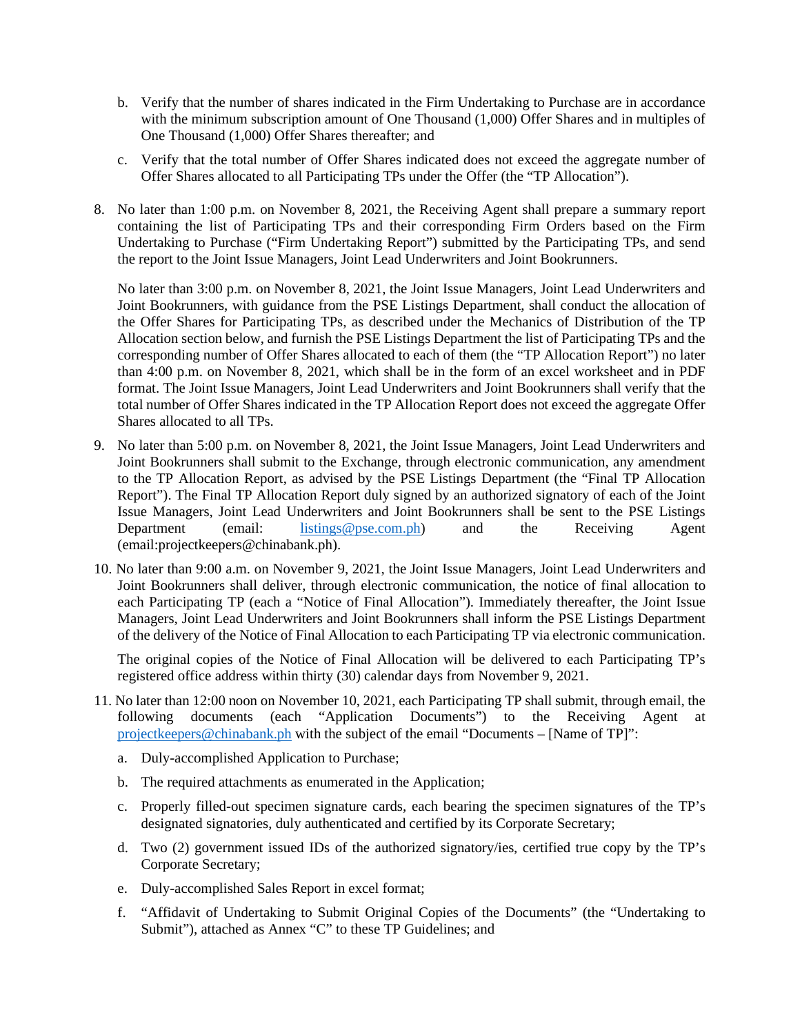b. Verify that the number of shares indicated in the Firm Undertaking to Purchase are in accordance with the minimum subscription amount of One Thousand (1,000) Offer Shares and in multiples of One Thousand (1,000) Offer Shares thereafter; and

c. Verify that the total number of Offer Shares indicated does not exceed the aggregate number of Offer Shares allocated to all Participating TPs under the Offer (the "TP Allocation").

8. No later than 1:00 p.m. on November 8, 2021, the Receiving Agent shall prepare a summary report containing the list of Participating TPs and their corresponding Firm Orders based on the Firm Undertaking to Purchase ("Firm Undertaking Report") submitted by the Participating TPs, and send the report to the Joint Issue Managers, Joint Lead Underwriters and Joint Bookrunners.

   No later than 3:00 p.m. on November 8, 2021, the Joint Issue Managers, Joint Lead Underwriters and Joint Bookrunners, with guidance from the PSE Listings Department, shall conduct the allocation of the Offer Shares for Participating TPs, as described under the Mechanics of Distribution of the TP Allocation section below, and furnish the PSE Listings Department the list of Participating TPs and the corresponding number of Offer Shares allocated to each of them (the "TP Allocation Report") no later than 4:00 p.m. on November 8, 2021, which shall be in the form of an excel worksheet and in PDF format. The Joint Issue Managers, Joint Lead Underwriters and Joint Bookrunners shall verify that the total number of Offer Shares indicated in the TP Allocation Report does not exceed the aggregate Offer Shares allocated to all TPs.

9. No later than 5:00 p.m. on November 8, 2021, the Joint Issue Managers, Joint Lead Underwriters and Joint Bookrunners shall submit to the Exchange, through electronic communication, any amendment to the TP Allocation Report, as advised by the PSE Listings Department (the "Final TP Allocation Report"). The Final TP Allocation Report duly signed by an authorized signatory of each of the Joint Issue Managers, Joint Lead Underwriters and Joint Bookrunners shall be sent to the PSE Listings Department (email: listings@pse.com.ph) and the Receiving Agent (email:projectkeepers@chinabank.ph).

10. No later than 9:00 a.m. on November 9, 2021, the Joint Issue Managers, Joint Lead Underwriters and Joint Bookrunners shall deliver, through electronic communication, the notice of final allocation to each Participating TP (each a "Notice of Final Allocation"). Immediately thereafter, the Joint Issue Managers, Joint Lead Underwriters and Joint Bookrunners shall inform the PSE Listings Department of the delivery of the Notice of Final Allocation to each Participating TP via electronic communication.

    The original copies of the Notice of Final Allocation will be delivered to each Participating TP's registered office address within thirty (30) calendar days from November 9, 2021.

11. No later than 12:00 noon on November 10, 2021, each Participating TP shall submit, through email, the following documents (each "Application Documents") to the Receiving Agent at projectkeepers@chinabank.ph with the subject of the email "Documents – [Name of TP]":

    a. Duly-accomplished Application to Purchase;

    b. The required attachments as enumerated in the Application;

    c. Properly filled-out specimen signature cards, each bearing the specimen signatures of the TP's designated signatories, duly authenticated and certified by its Corporate Secretary;

    d. Two (2) government issued IDs of the authorized signatory/ies, certified true copy by the TP's Corporate Secretary;

    e. Duly-accomplished Sales Report in excel format;

    f. "Affidavit of Undertaking to Submit Original Copies of the Documents" (the "Undertaking to Submit"), attached as Annex "C" to these TP Guidelines; and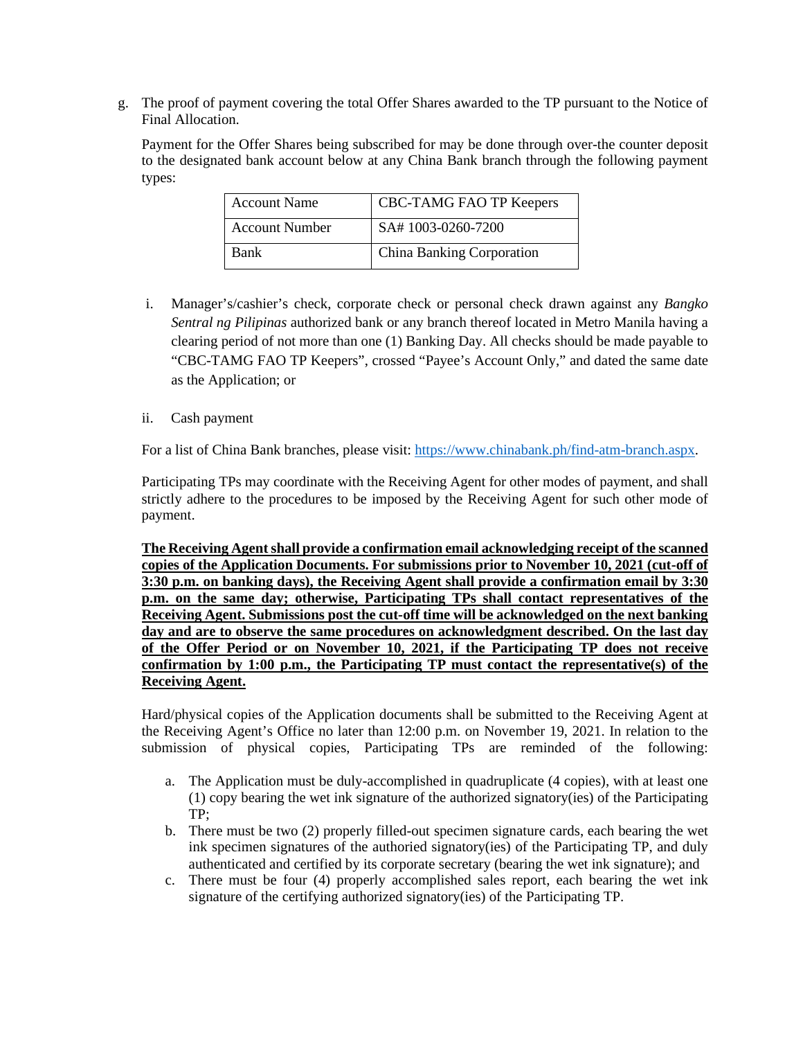g. The proof of payment covering the total Offer Shares awarded to the TP pursuant to the Notice of Final Allocation.

Payment for the Offer Shares being subscribed for may be done through over-the counter deposit to the designated bank account below at any China Bank branch through the following payment types:

| Account Name | CBC-TAMG FAO TP Keepers |
|---|---|
| Account Number | SA# 1003-0260-7200 |
| Bank | China Banking Corporation |

i. Manager's/cashier's check, corporate check or personal check drawn against any *Bangko Sentral ng Pilipinas* authorized bank or any branch thereof located in Metro Manila having a clearing period of not more than one (1) Banking Day. All checks should be made payable to "CBC-TAMG FAO TP Keepers", crossed "Payee's Account Only," and dated the same date as the Application; or

ii. Cash payment

For a list of China Bank branches, please visit: https://www.chinabank.ph/find-atm-branch.aspx.

Participating TPs may coordinate with the Receiving Agent for other modes of payment, and shall strictly adhere to the procedures to be imposed by the Receiving Agent for such other mode of payment.

**The Receiving Agent shall provide a confirmation email acknowledging receipt of the scanned copies of the Application Documents. For submissions prior to November 10, 2021 (cut-off of 3:30 p.m. on banking days), the Receiving Agent shall provide a confirmation email by 3:30 p.m. on the same day; otherwise, Participating TPs shall contact representatives of the Receiving Agent. Submissions post the cut-off time will be acknowledged on the next banking day and are to observe the same procedures on acknowledgment described. On the last day of the Offer Period or on November 10, 2021, if the Participating TP does not receive confirmation by 1:00 p.m., the Participating TP must contact the representative(s) of the Receiving Agent.**

Hard/physical copies of the Application documents shall be submitted to the Receiving Agent at the Receiving Agent's Office no later than 12:00 p.m. on November 19, 2021. In relation to the submission of physical copies, Participating TPs are reminded of the following:

a. The Application must be duly-accomplished in quadruplicate (4 copies), with at least one (1) copy bearing the wet ink signature of the authorized signatory(ies) of the Participating TP;
b. There must be two (2) properly filled-out specimen signature cards, each bearing the wet ink specimen signatures of the authoried signatory(ies) of the Participating TP, and duly authenticated and certified by its corporate secretary (bearing the wet ink signature); and
c. There must be four (4) properly accomplished sales report, each bearing the wet ink signature of the certifying authorized signatory(ies) of the Participating TP.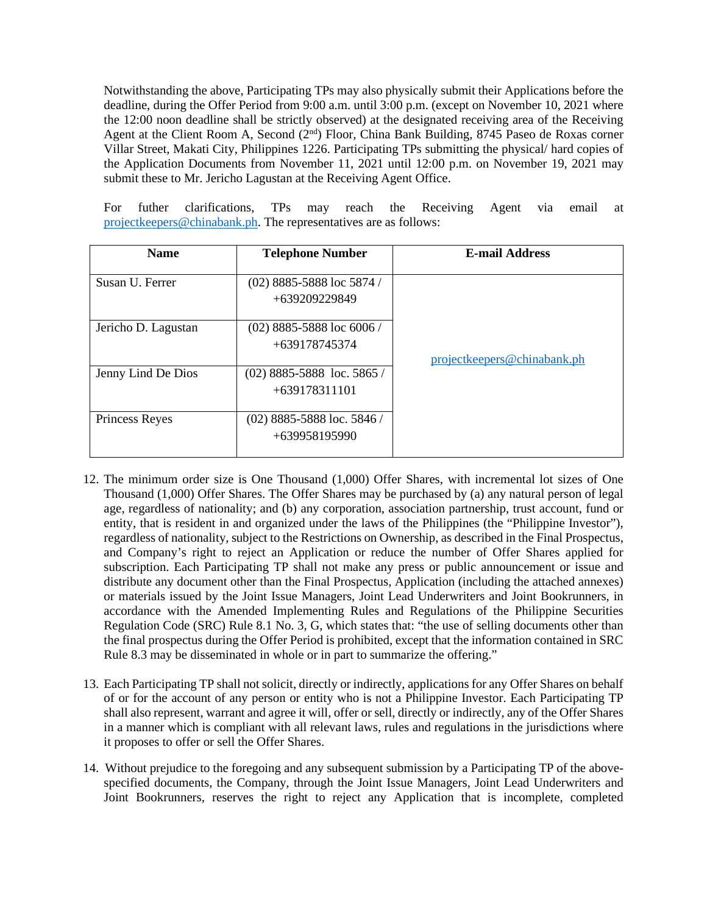Notwithstanding the above, Participating TPs may also physically submit their Applications before the deadline, during the Offer Period from 9:00 a.m. until 3:00 p.m. (except on November 10, 2021 where the 12:00 noon deadline shall be strictly observed) at the designated receiving area of the Receiving Agent at the Client Room A, Second (2nd) Floor, China Bank Building, 8745 Paseo de Roxas corner Villar Street, Makati City, Philippines 1226. Participating TPs submitting the physical/ hard copies of the Application Documents from November 11, 2021 until 12:00 p.m. on November 19, 2021 may submit these to Mr. Jericho Lagustan at the Receiving Agent Office.

For futher clarifications, TPs may reach the Receiving Agent via email at projectkeepers@chinabank.ph. The representatives are as follows:

| Name | Telephone Number | E-mail Address |
|---|---|---|
| Susan U. Ferrer | (02) 8885-5888 loc 5874 / +639209229849 | projectkeepers@chinabank.ph |
| Jericho D. Lagustan | (02) 8885-5888 loc 6006 / +639178745374 | |
| Jenny Lind De Dios | (02) 8885-5888 loc. 5865 / +639178311101 | |
| Princess Reyes | (02) 8885-5888 loc. 5846 / +639958195990 | |

12. The minimum order size is One Thousand (1,000) Offer Shares, with incremental lot sizes of One Thousand (1,000) Offer Shares. The Offer Shares may be purchased by (a) any natural person of legal age, regardless of nationality; and (b) any corporation, association partnership, trust account, fund or entity, that is resident in and organized under the laws of the Philippines (the "Philippine Investor"), regardless of nationality, subject to the Restrictions on Ownership, as described in the Final Prospectus, and Company's right to reject an Application or reduce the number of Offer Shares applied for subscription. Each Participating TP shall not make any press or public announcement or issue and distribute any document other than the Final Prospectus, Application (including the attached annexes) or materials issued by the Joint Issue Managers, Joint Lead Underwriters and Joint Bookrunners, in accordance with the Amended Implementing Rules and Regulations of the Philippine Securities Regulation Code (SRC) Rule 8.1 No. 3, G, which states that: "the use of selling documents other than the final prospectus during the Offer Period is prohibited, except that the information contained in SRC Rule 8.3 may be disseminated in whole or in part to summarize the offering."

13. Each Participating TP shall not solicit, directly or indirectly, applications for any Offer Shares on behalf of or for the account of any person or entity who is not a Philippine Investor. Each Participating TP shall also represent, warrant and agree it will, offer or sell, directly or indirectly, any of the Offer Shares in a manner which is compliant with all relevant laws, rules and regulations in the jurisdictions where it proposes to offer or sell the Offer Shares.

14. Without prejudice to the foregoing and any subsequent submission by a Participating TP of the above-specified documents, the Company, through the Joint Issue Managers, Joint Lead Underwriters and Joint Bookrunners, reserves the right to reject any Application that is incomplete, completed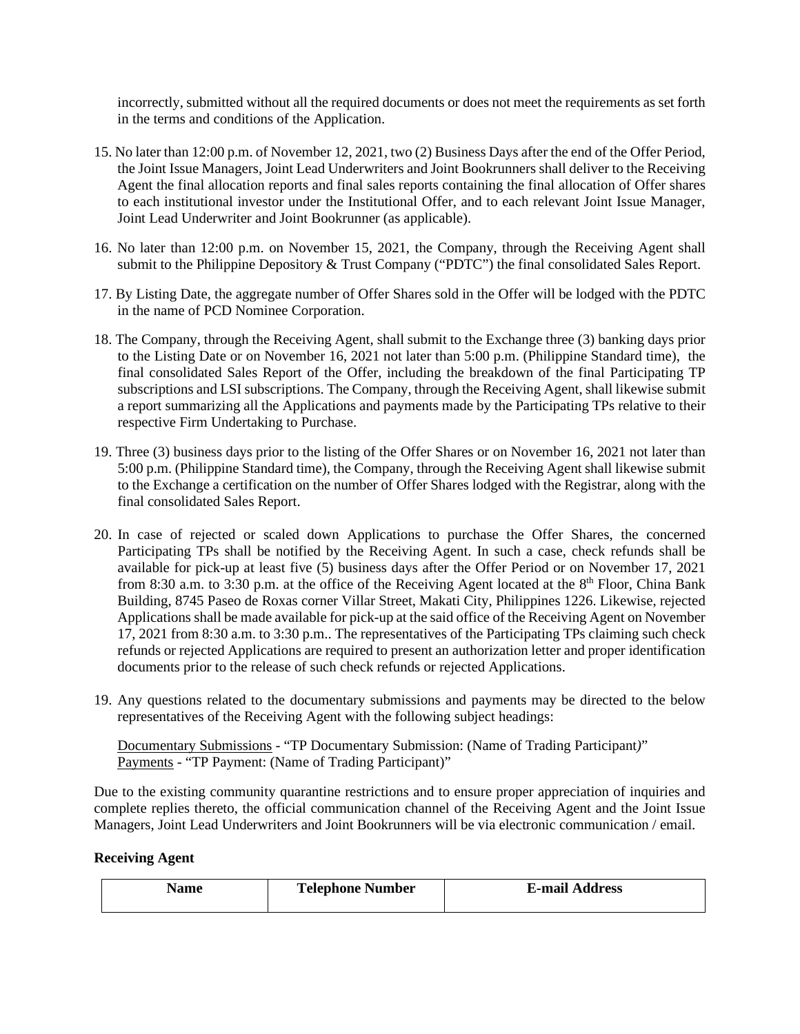incorrectly, submitted without all the required documents or does not meet the requirements as set forth in the terms and conditions of the Application.

15. No later than 12:00 p.m. of November 12, 2021, two (2) Business Days after the end of the Offer Period, the Joint Issue Managers, Joint Lead Underwriters and Joint Bookrunners shall deliver to the Receiving Agent the final allocation reports and final sales reports containing the final allocation of Offer shares to each institutional investor under the Institutional Offer, and to each relevant Joint Issue Manager, Joint Lead Underwriter and Joint Bookrunner (as applicable).

16. No later than 12:00 p.m. on November 15, 2021, the Company, through the Receiving Agent shall submit to the Philippine Depository & Trust Company ("PDTC") the final consolidated Sales Report.

17. By Listing Date, the aggregate number of Offer Shares sold in the Offer will be lodged with the PDTC in the name of PCD Nominee Corporation.

18. The Company, through the Receiving Agent, shall submit to the Exchange three (3) banking days prior to the Listing Date or on November 16, 2021 not later than 5:00 p.m. (Philippine Standard time), the final consolidated Sales Report of the Offer, including the breakdown of the final Participating TP subscriptions and LSI subscriptions. The Company, through the Receiving Agent, shall likewise submit a report summarizing all the Applications and payments made by the Participating TPs relative to their respective Firm Undertaking to Purchase.

19. Three (3) business days prior to the listing of the Offer Shares or on November 16, 2021 not later than 5:00 p.m. (Philippine Standard time), the Company, through the Receiving Agent shall likewise submit to the Exchange a certification on the number of Offer Shares lodged with the Registrar, along with the final consolidated Sales Report.

20. In case of rejected or scaled down Applications to purchase the Offer Shares, the concerned Participating TPs shall be notified by the Receiving Agent. In such a case, check refunds shall be available for pick-up at least five (5) business days after the Offer Period or on November 17, 2021 from 8:30 a.m. to 3:30 p.m. at the office of the Receiving Agent located at the 8th Floor, China Bank Building, 8745 Paseo de Roxas corner Villar Street, Makati City, Philippines 1226. Likewise, rejected Applications shall be made available for pick-up at the said office of the Receiving Agent on November 17, 2021 from 8:30 a.m. to 3:30 p.m.. The representatives of the Participating TPs claiming such check refunds or rejected Applications are required to present an authorization letter and proper identification documents prior to the release of such check refunds or rejected Applications.

19. Any questions related to the documentary submissions and payments may be directed to the below representatives of the Receiving Agent with the following subject headings:

    Documentary Submissions - "TP Documentary Submission: (Name of Trading Participant)"
    Payments - "TP Payment: (Name of Trading Participant)"

Due to the existing community quarantine restrictions and to ensure proper appreciation of inquiries and complete replies thereto, the official communication channel of the Receiving Agent and the Joint Issue Managers, Joint Lead Underwriters and Joint Bookrunners will be via electronic communication / email.

**Receiving Agent**

| Name | Telephone Number | E-mail Address |
|---|---|---|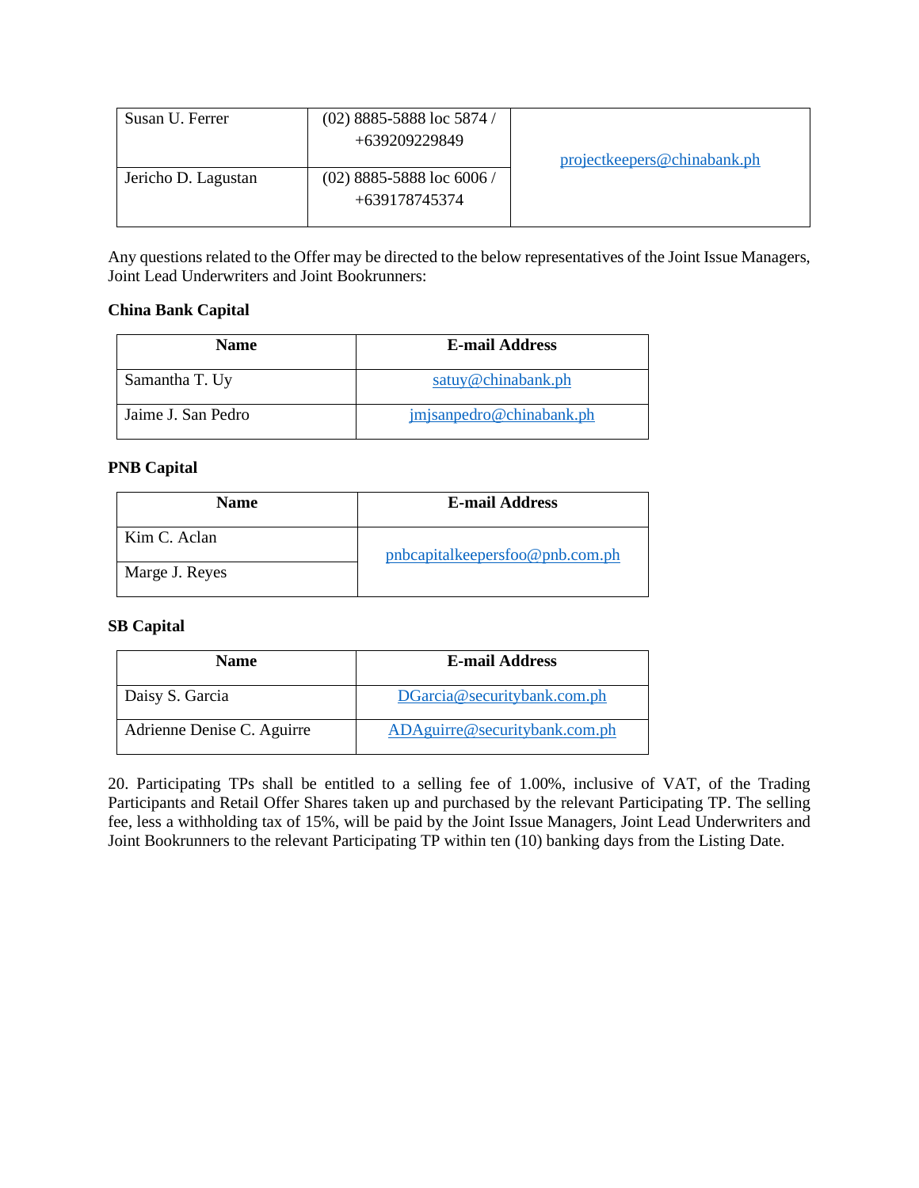| | | |
|---|---|---|
| Susan U. Ferrer | (02) 8885-5888 loc 5874 / +639209229849 | projectkeepers@chinabank.ph |
| Jericho D. Lagustan | (02) 8885-5888 loc 6006 / +639178745374 | |

Any questions related to the Offer may be directed to the below representatives of the Joint Issue Managers, Joint Lead Underwriters and Joint Bookrunners:

**China Bank Capital**

| Name | E-mail Address |
|---|---|
| Samantha T. Uy | satuy@chinabank.ph |
| Jaime J. San Pedro | jmjsanpedro@chinabank.ph |

**PNB Capital**

| Name | E-mail Address |
|---|---|
| Kim C. Aclan | pnbcapitalkeepersfoo@pnb.com.ph |
| Marge J. Reyes | |

**SB Capital**

| Name | E-mail Address |
|---|---|
| Daisy S. Garcia | DGarcia@securitybank.com.ph |
| Adrienne Denise C. Aguirre | ADAguirre@securitybank.com.ph |

20. Participating TPs shall be entitled to a selling fee of 1.00%, inclusive of VAT, of the Trading Participants and Retail Offer Shares taken up and purchased by the relevant Participating TP. The selling fee, less a withholding tax of 15%, will be paid by the Joint Issue Managers, Joint Lead Underwriters and Joint Bookrunners to the relevant Participating TP within ten (10) banking days from the Listing Date.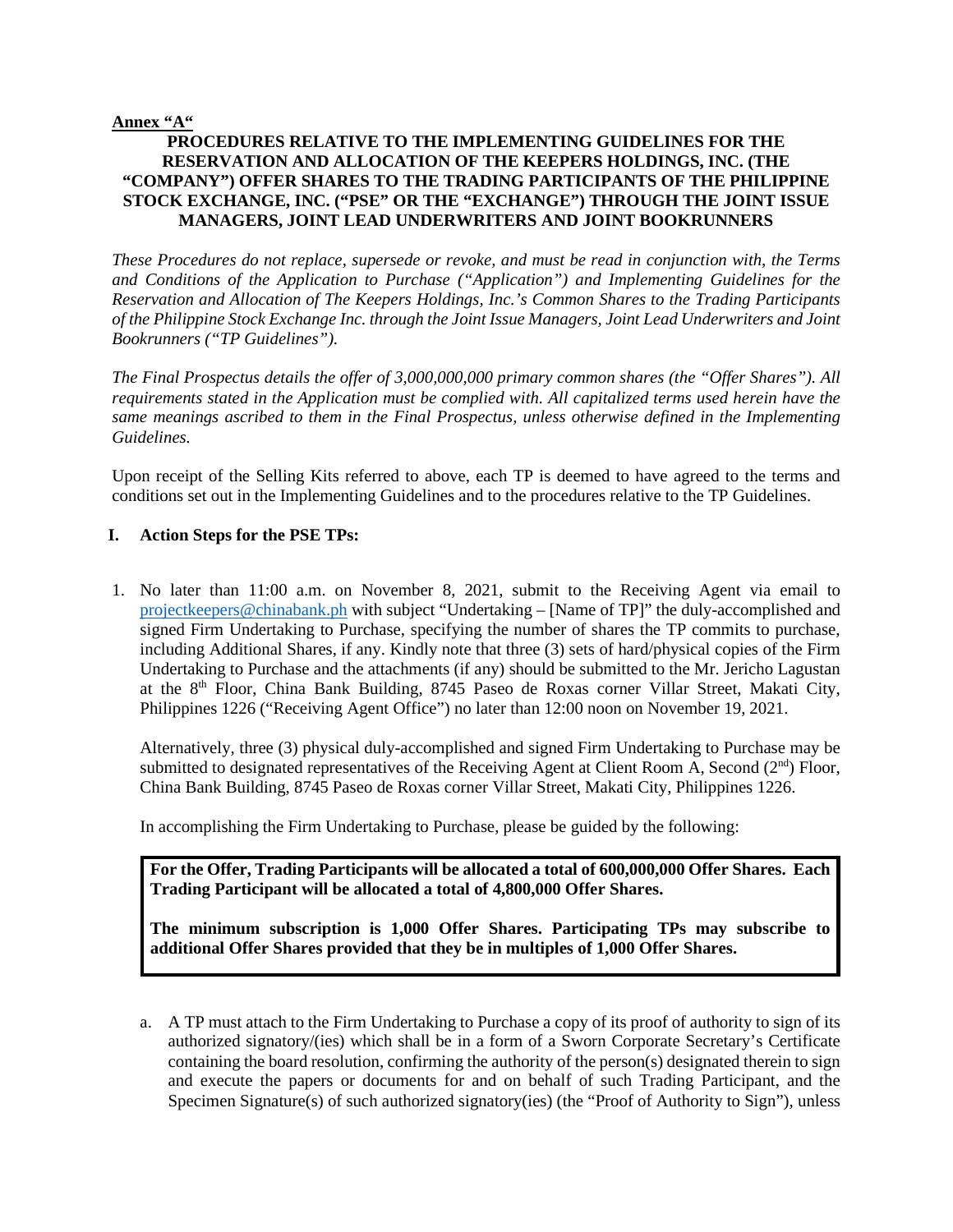**Annex "A"**

**PROCEDURES RELATIVE TO THE IMPLEMENTING GUIDELINES FOR THE RESERVATION AND ALLOCATION OF THE KEEPERS HOLDINGS, INC. (THE "COMPANY") OFFER SHARES TO THE TRADING PARTICIPANTS OF THE PHILIPPINE STOCK EXCHANGE, INC. ("PSE" OR THE "EXCHANGE") THROUGH THE JOINT ISSUE MANAGERS, JOINT LEAD UNDERWRITERS AND JOINT BOOKRUNNERS**

*These Procedures do not replace, supersede or revoke, and must be read in conjunction with, the Terms and Conditions of the Application to Purchase ("Application") and Implementing Guidelines for the Reservation and Allocation of The Keepers Holdings, Inc.'s Common Shares to the Trading Participants of the Philippine Stock Exchange Inc. through the Joint Issue Managers, Joint Lead Underwriters and Joint Bookrunners ("TP Guidelines").*

*The Final Prospectus details the offer of 3,000,000,000 primary common shares (the "Offer Shares"). All requirements stated in the Application must be complied with. All capitalized terms used herein have the same meanings ascribed to them in the Final Prospectus, unless otherwise defined in the Implementing Guidelines.*

Upon receipt of the Selling Kits referred to above, each TP is deemed to have agreed to the terms and conditions set out in the Implementing Guidelines and to the procedures relative to the TP Guidelines.

## I. Action Steps for the PSE TPs:

1. No later than 11:00 a.m. on November 8, 2021, submit to the Receiving Agent via email to projectkeepers@chinabank.ph with subject "Undertaking – [Name of TP]" the duly-accomplished and signed Firm Undertaking to Purchase, specifying the number of shares the TP commits to purchase, including Additional Shares, if any. Kindly note that three (3) sets of hard/physical copies of the Firm Undertaking to Purchase and the attachments (if any) should be submitted to the Mr. Jericho Lagustan at the 8th Floor, China Bank Building, 8745 Paseo de Roxas corner Villar Street, Makati City, Philippines 1226 ("Receiving Agent Office") no later than 12:00 noon on November 19, 2021.

   Alternatively, three (3) physical duly-accomplished and signed Firm Undertaking to Purchase may be submitted to designated representatives of the Receiving Agent at Client Room A, Second (2nd) Floor, China Bank Building, 8745 Paseo de Roxas corner Villar Street, Makati City, Philippines 1226.

   In accomplishing the Firm Undertaking to Purchase, please be guided by the following:

   **For the Offer, Trading Participants will be allocated a total of 600,000,000 Offer Shares. Each Trading Participant will be allocated a total of 4,800,000 Offer Shares.**

   **The minimum subscription is 1,000 Offer Shares. Participating TPs may subscribe to additional Offer Shares provided that they be in multiples of 1,000 Offer Shares.**

   a. A TP must attach to the Firm Undertaking to Purchase a copy of its proof of authority to sign of its authorized signatory/(ies) which shall be in a form of a Sworn Corporate Secretary's Certificate containing the board resolution, confirming the authority of the person(s) designated therein to sign and execute the papers or documents for and on behalf of such Trading Participant, and the Specimen Signature(s) of such authorized signatory(ies) (the "Proof of Authority to Sign"), unless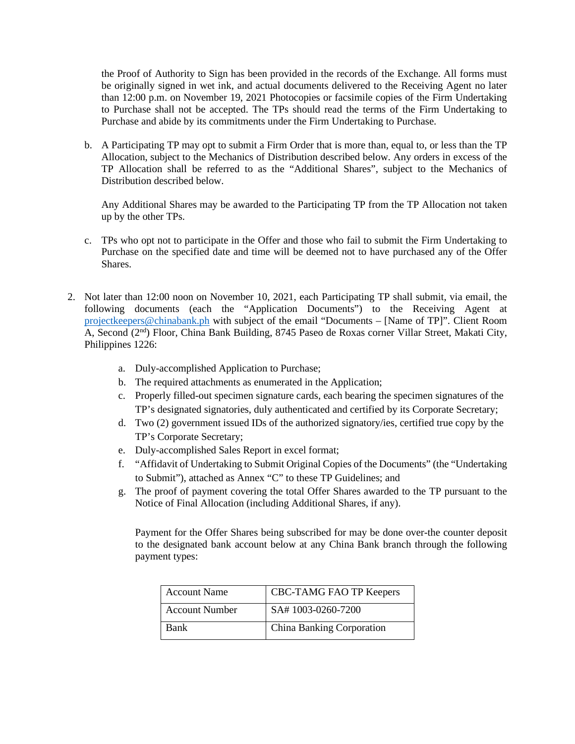the Proof of Authority to Sign has been provided in the records of the Exchange. All forms must be originally signed in wet ink, and actual documents delivered to the Receiving Agent no later than 12:00 p.m. on November 19, 2021 Photocopies or facsimile copies of the Firm Undertaking to Purchase shall not be accepted. The TPs should read the terms of the Firm Undertaking to Purchase and abide by its commitments under the Firm Undertaking to Purchase.

b. A Participating TP may opt to submit a Firm Order that is more than, equal to, or less than the TP Allocation, subject to the Mechanics of Distribution described below. Any orders in excess of the TP Allocation shall be referred to as the "Additional Shares", subject to the Mechanics of Distribution described below.

   Any Additional Shares may be awarded to the Participating TP from the TP Allocation not taken up by the other TPs.

c. TPs who opt not to participate in the Offer and those who fail to submit the Firm Undertaking to Purchase on the specified date and time will be deemed not to have purchased any of the Offer Shares.

2. Not later than 12:00 noon on November 10, 2021, each Participating TP shall submit, via email, the following documents (each the "Application Documents") to the Receiving Agent at projectkeepers@chinabank.ph with subject of the email "Documents – [Name of TP]". Client Room A, Second (2nd) Floor, China Bank Building, 8745 Paseo de Roxas corner Villar Street, Makati City, Philippines 1226:

   a. Duly-accomplished Application to Purchase;
   b. The required attachments as enumerated in the Application;
   c. Properly filled-out specimen signature cards, each bearing the specimen signatures of the TP's designated signatories, duly authenticated and certified by its Corporate Secretary;
   d. Two (2) government issued IDs of the authorized signatory/ies, certified true copy by the TP's Corporate Secretary;
   e. Duly-accomplished Sales Report in excel format;
   f. "Affidavit of Undertaking to Submit Original Copies of the Documents" (the "Undertaking to Submit"), attached as Annex "C" to these TP Guidelines; and
   g. The proof of payment covering the total Offer Shares awarded to the TP pursuant to the Notice of Final Allocation (including Additional Shares, if any).

   Payment for the Offer Shares being subscribed for may be done over-the counter deposit to the designated bank account below at any China Bank branch through the following payment types:

| Account Name | CBC-TAMG FAO TP Keepers |
|---|---|
| Account Number | SA# 1003-0260-7200 |
| Bank | China Banking Corporation |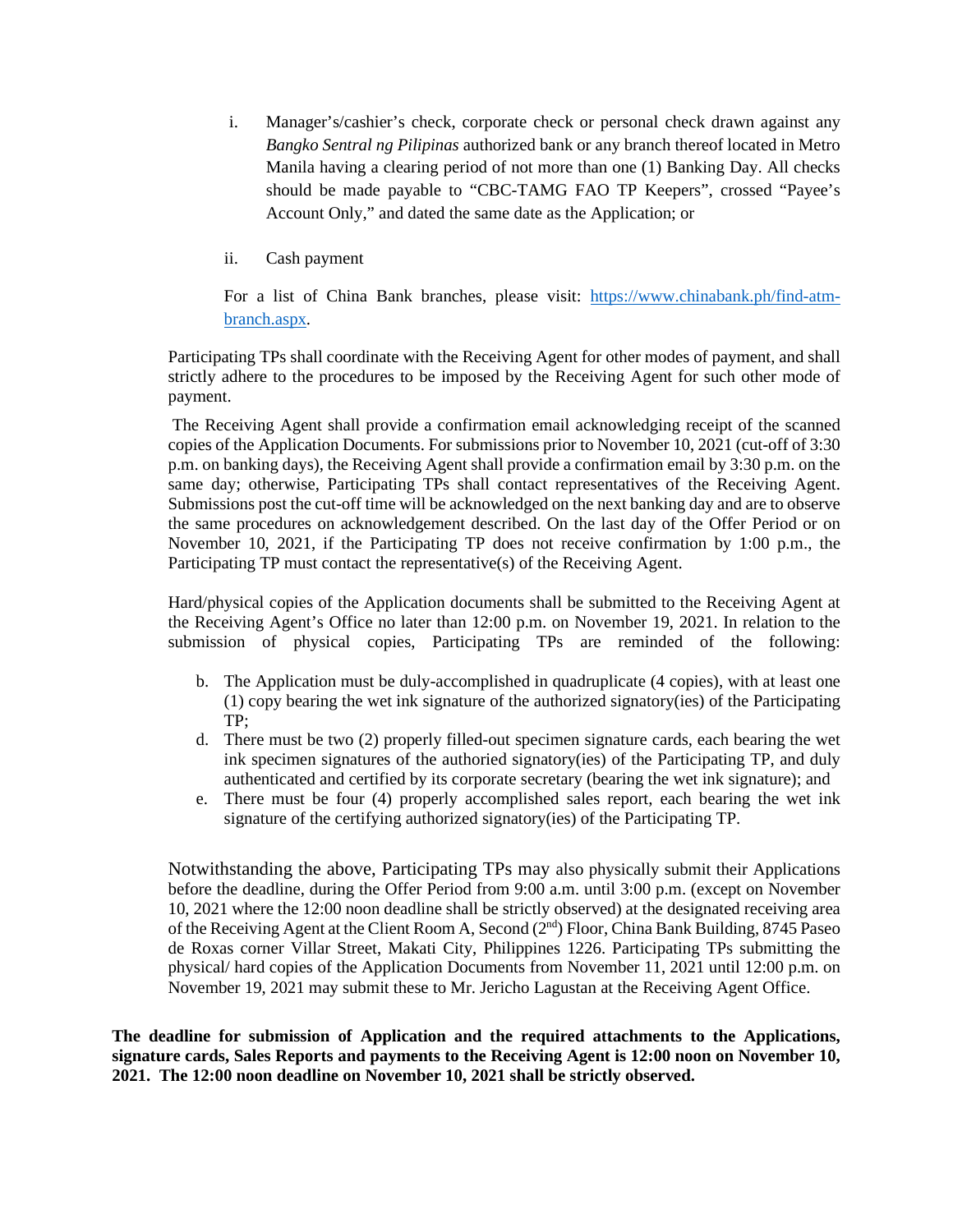i. Manager's/cashier's check, corporate check or personal check drawn against any *Bangko Sentral ng Pilipinas* authorized bank or any branch thereof located in Metro Manila having a clearing period of not more than one (1) Banking Day. All checks should be made payable to "CBC-TAMG FAO TP Keepers", crossed "Payee's Account Only," and dated the same date as the Application; or

ii. Cash payment

For a list of China Bank branches, please visit: [https://www.chinabank.ph/find-atm-branch.aspx](https://www.chinabank.ph/find-atm-branch.aspx).

Participating TPs shall coordinate with the Receiving Agent for other modes of payment, and shall strictly adhere to the procedures to be imposed by the Receiving Agent for such other mode of payment.

The Receiving Agent shall provide a confirmation email acknowledging receipt of the scanned copies of the Application Documents. For submissions prior to November 10, 2021 (cut-off of 3:30 p.m. on banking days), the Receiving Agent shall provide a confirmation email by 3:30 p.m. on the same day; otherwise, Participating TPs shall contact representatives of the Receiving Agent. Submissions post the cut-off time will be acknowledged on the next banking day and are to observe the same procedures on acknowledgement described. On the last day of the Offer Period or on November 10, 2021, if the Participating TP does not receive confirmation by 1:00 p.m., the Participating TP must contact the representative(s) of the Receiving Agent.

Hard/physical copies of the Application documents shall be submitted to the Receiving Agent at the Receiving Agent's Office no later than 12:00 p.m. on November 19, 2021. In relation to the submission of physical copies, Participating TPs are reminded of the following:

b. The Application must be duly-accomplished in quadruplicate (4 copies), with at least one (1) copy bearing the wet ink signature of the authorized signatory(ies) of the Participating TP;
d. There must be two (2) properly filled-out specimen signature cards, each bearing the wet ink specimen signatures of the authoried signatory(ies) of the Participating TP, and duly authenticated and certified by its corporate secretary (bearing the wet ink signature); and
e. There must be four (4) properly accomplished sales report, each bearing the wet ink signature of the certifying authorized signatory(ies) of the Participating TP.

Notwithstanding the above, Participating TPs may also physically submit their Applications before the deadline, during the Offer Period from 9:00 a.m. until 3:00 p.m. (except on November 10, 2021 where the 12:00 noon deadline shall be strictly observed) at the designated receiving area of the Receiving Agent at the Client Room A, Second (2nd) Floor, China Bank Building, 8745 Paseo de Roxas corner Villar Street, Makati City, Philippines 1226. Participating TPs submitting the physical/ hard copies of the Application Documents from November 11, 2021 until 12:00 p.m. on November 19, 2021 may submit these to Mr. Jericho Lagustan at the Receiving Agent Office.

**The deadline for submission of Application and the required attachments to the Applications, signature cards, Sales Reports and payments to the Receiving Agent is 12:00 noon on November 10, 2021. The 12:00 noon deadline on November 10, 2021 shall be strictly observed.**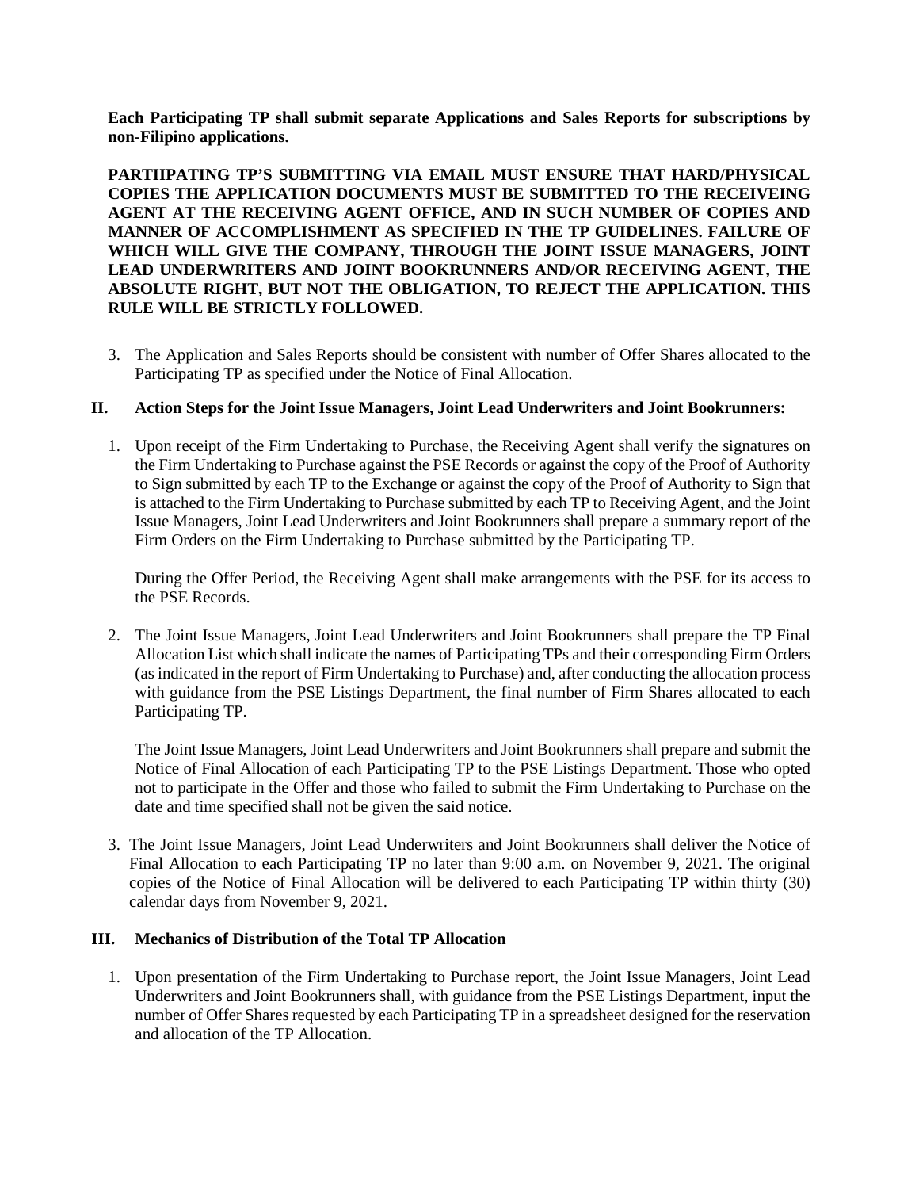**Each Participating TP shall submit separate Applications and Sales Reports for subscriptions by non-Filipino applications.**

**PARTIIPATING TP'S SUBMITTING VIA EMAIL MUST ENSURE THAT HARD/PHYSICAL COPIES THE APPLICATION DOCUMENTS MUST BE SUBMITTED TO THE RECEIVEING AGENT AT THE RECEIVING AGENT OFFICE, AND IN SUCH NUMBER OF COPIES AND MANNER OF ACCOMPLISHMENT AS SPECIFIED IN THE TP GUIDELINES. FAILURE OF WHICH WILL GIVE THE COMPANY, THROUGH THE JOINT ISSUE MANAGERS, JOINT LEAD UNDERWRITERS AND JOINT BOOKRUNNERS AND/OR RECEIVING AGENT, THE ABSOLUTE RIGHT, BUT NOT THE OBLIGATION, TO REJECT THE APPLICATION. THIS RULE WILL BE STRICTLY FOLLOWED.**

3. The Application and Sales Reports should be consistent with number of Offer Shares allocated to the Participating TP as specified under the Notice of Final Allocation.

## II. Action Steps for the Joint Issue Managers, Joint Lead Underwriters and Joint Bookrunners:

1. Upon receipt of the Firm Undertaking to Purchase, the Receiving Agent shall verify the signatures on the Firm Undertaking to Purchase against the PSE Records or against the copy of the Proof of Authority to Sign submitted by each TP to the Exchange or against the copy of the Proof of Authority to Sign that is attached to the Firm Undertaking to Purchase submitted by each TP to Receiving Agent, and the Joint Issue Managers, Joint Lead Underwriters and Joint Bookrunners shall prepare a summary report of the Firm Orders on the Firm Undertaking to Purchase submitted by the Participating TP.

   During the Offer Period, the Receiving Agent shall make arrangements with the PSE for its access to the PSE Records.

2. The Joint Issue Managers, Joint Lead Underwriters and Joint Bookrunners shall prepare the TP Final Allocation List which shall indicate the names of Participating TPs and their corresponding Firm Orders (as indicated in the report of Firm Undertaking to Purchase) and, after conducting the allocation process with guidance from the PSE Listings Department, the final number of Firm Shares allocated to each Participating TP.

   The Joint Issue Managers, Joint Lead Underwriters and Joint Bookrunners shall prepare and submit the Notice of Final Allocation of each Participating TP to the PSE Listings Department. Those who opted not to participate in the Offer and those who failed to submit the Firm Undertaking to Purchase on the date and time specified shall not be given the said notice.

3. The Joint Issue Managers, Joint Lead Underwriters and Joint Bookrunners shall deliver the Notice of Final Allocation to each Participating TP no later than 9:00 a.m. on November 9, 2021. The original copies of the Notice of Final Allocation will be delivered to each Participating TP within thirty (30) calendar days from November 9, 2021.

## III. Mechanics of Distribution of the Total TP Allocation

1. Upon presentation of the Firm Undertaking to Purchase report, the Joint Issue Managers, Joint Lead Underwriters and Joint Bookrunners shall, with guidance from the PSE Listings Department, input the number of Offer Shares requested by each Participating TP in a spreadsheet designed for the reservation and allocation of the TP Allocation.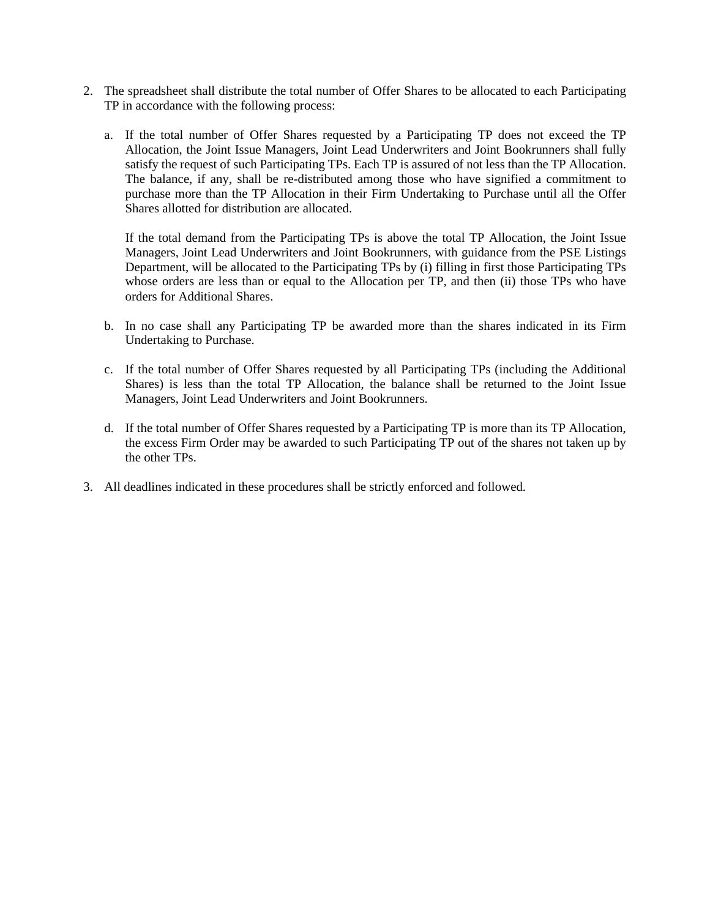2. The spreadsheet shall distribute the total number of Offer Shares to be allocated to each Participating TP in accordance with the following process:

   a. If the total number of Offer Shares requested by a Participating TP does not exceed the TP Allocation, the Joint Issue Managers, Joint Lead Underwriters and Joint Bookrunners shall fully satisfy the request of such Participating TPs. Each TP is assured of not less than the TP Allocation. The balance, if any, shall be re-distributed among those who have signified a commitment to purchase more than the TP Allocation in their Firm Undertaking to Purchase until all the Offer Shares allotted for distribution are allocated.

      If the total demand from the Participating TPs is above the total TP Allocation, the Joint Issue Managers, Joint Lead Underwriters and Joint Bookrunners, with guidance from the PSE Listings Department, will be allocated to the Participating TPs by (i) filling in first those Participating TPs whose orders are less than or equal to the Allocation per TP, and then (ii) those TPs who have orders for Additional Shares.

   b. In no case shall any Participating TP be awarded more than the shares indicated in its Firm Undertaking to Purchase.

   c. If the total number of Offer Shares requested by all Participating TPs (including the Additional Shares) is less than the total TP Allocation, the balance shall be returned to the Joint Issue Managers, Joint Lead Underwriters and Joint Bookrunners.

   d. If the total number of Offer Shares requested by a Participating TP is more than its TP Allocation, the excess Firm Order may be awarded to such Participating TP out of the shares not taken up by the other TPs.

3. All deadlines indicated in these procedures shall be strictly enforced and followed.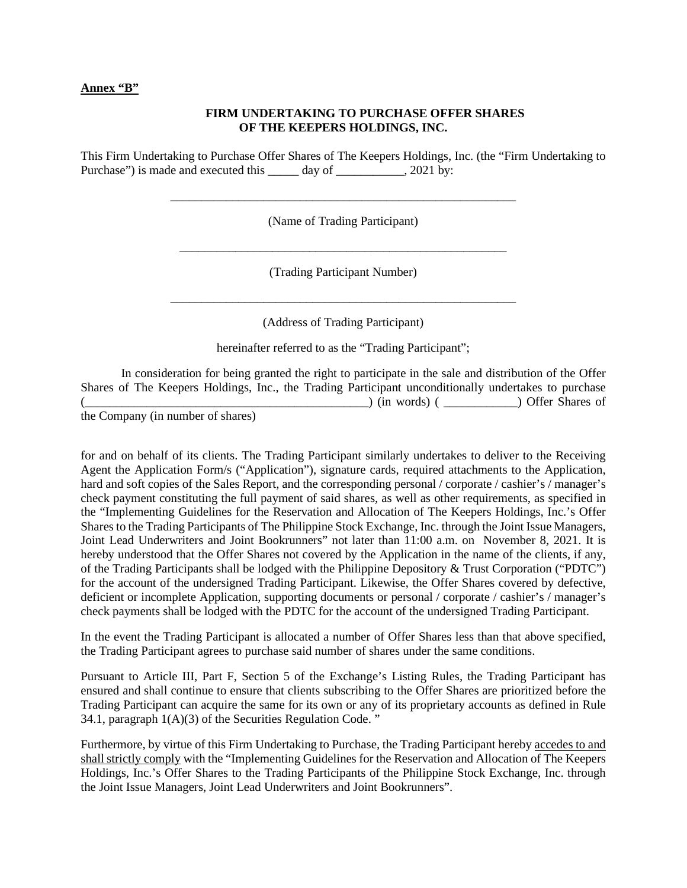**Annex "B"**

**FIRM UNDERTAKING TO PURCHASE OFFER SHARES OF THE KEEPERS HOLDINGS, INC.**

This Firm Undertaking to Purchase Offer Shares of The Keepers Holdings, Inc. (the "Firm Undertaking to Purchase") is made and executed this _____ day of ___________, 2021 by:

__________________________________________________________

(Name of Trading Participant)

________________________________________________________

(Trading Participant Number)

__________________________________________________________

(Address of Trading Participant)

hereinafter referred to as the "Trading Participant";

In consideration for being granted the right to participate in the sale and distribution of the Offer Shares of The Keepers Holdings, Inc., the Trading Participant unconditionally undertakes to purchase (______________________________________________) (in words) ( ____________) Offer Shares of the Company (in number of shares)

for and on behalf of its clients. The Trading Participant similarly undertakes to deliver to the Receiving Agent the Application Form/s ("Application"), signature cards, required attachments to the Application, hard and soft copies of the Sales Report, and the corresponding personal / corporate / cashier's / manager's check payment constituting the full payment of said shares, as well as other requirements, as specified in the "Implementing Guidelines for the Reservation and Allocation of The Keepers Holdings, Inc.'s Offer Shares to the Trading Participants of The Philippine Stock Exchange, Inc. through the Joint Issue Managers, Joint Lead Underwriters and Joint Bookrunners" not later than 11:00 a.m. on November 8, 2021. It is hereby understood that the Offer Shares not covered by the Application in the name of the clients, if any, of the Trading Participants shall be lodged with the Philippine Depository & Trust Corporation ("PDTC") for the account of the undersigned Trading Participant. Likewise, the Offer Shares covered by defective, deficient or incomplete Application, supporting documents or personal / corporate / cashier's / manager's check payments shall be lodged with the PDTC for the account of the undersigned Trading Participant.

In the event the Trading Participant is allocated a number of Offer Shares less than that above specified, the Trading Participant agrees to purchase said number of shares under the same conditions.

Pursuant to Article III, Part F, Section 5 of the Exchange's Listing Rules, the Trading Participant has ensured and shall continue to ensure that clients subscribing to the Offer Shares are prioritized before the Trading Participant can acquire the same for its own or any of its proprietary accounts as defined in Rule 34.1, paragraph 1(A)(3) of the Securities Regulation Code. "

Furthermore, by virtue of this Firm Undertaking to Purchase, the Trading Participant hereby <u>accedes to and shall strictly comply</u> with the "Implementing Guidelines for the Reservation and Allocation of The Keepers Holdings, Inc.'s Offer Shares to the Trading Participants of the Philippine Stock Exchange, Inc. through the Joint Issue Managers, Joint Lead Underwriters and Joint Bookrunners".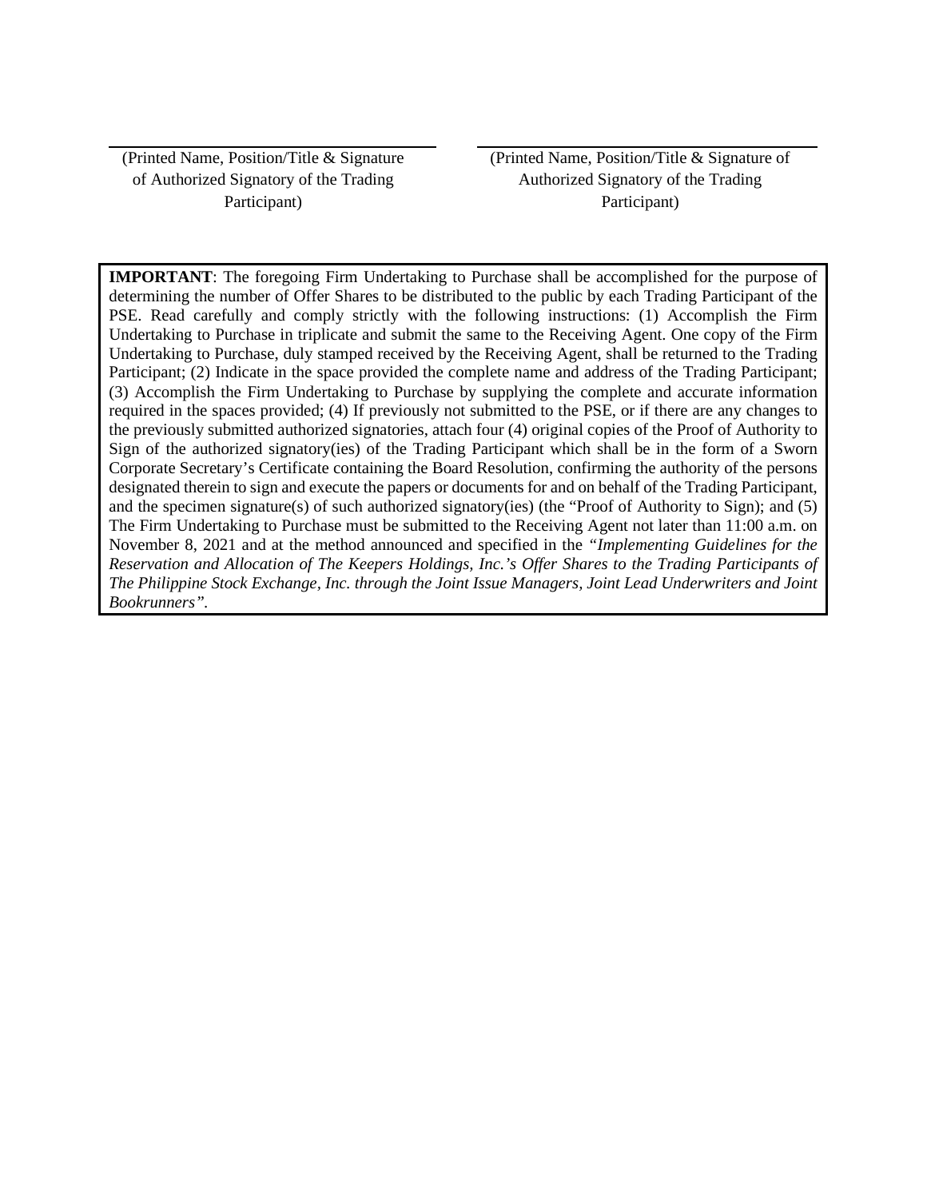| \_\_\_\_\_\_\_\_\_\_\_\_\_\_\_\_\_\_\_\_\_\_\_\_\_\_\_\_\_\_ | \_\_\_\_\_\_\_\_\_\_\_\_\_\_\_\_\_\_\_\_\_\_\_\_\_\_\_\_\_\_ |
| --- | --- |
| (Printed Name, Position/Title & Signature of Authorized Signatory of the Trading Participant) | (Printed Name, Position/Title & Signature of Authorized Signatory of the Trading Participant) |

**IMPORTANT**: The foregoing Firm Undertaking to Purchase shall be accomplished for the purpose of determining the number of Offer Shares to be distributed to the public by each Trading Participant of the PSE. Read carefully and comply strictly with the following instructions: (1) Accomplish the Firm Undertaking to Purchase in triplicate and submit the same to the Receiving Agent. One copy of the Firm Undertaking to Purchase, duly stamped received by the Receiving Agent, shall be returned to the Trading Participant; (2) Indicate in the space provided the complete name and address of the Trading Participant; (3) Accomplish the Firm Undertaking to Purchase by supplying the complete and accurate information required in the spaces provided; (4) If previously not submitted to the PSE, or if there are any changes to the previously submitted authorized signatories, attach four (4) original copies of the Proof of Authority to Sign of the authorized signatory(ies) of the Trading Participant which shall be in the form of a Sworn Corporate Secretary's Certificate containing the Board Resolution, confirming the authority of the persons designated therein to sign and execute the papers or documents for and on behalf of the Trading Participant, and the specimen signature(s) of such authorized signatory(ies) (the "Proof of Authority to Sign); and (5) The Firm Undertaking to Purchase must be submitted to the Receiving Agent not later than 11:00 a.m. on November 8, 2021 and at the method announced and specified in the *"Implementing Guidelines for the Reservation and Allocation of The Keepers Holdings, Inc.'s Offer Shares to the Trading Participants of The Philippine Stock Exchange, Inc. through the Joint Issue Managers, Joint Lead Underwriters and Joint Bookrunners".*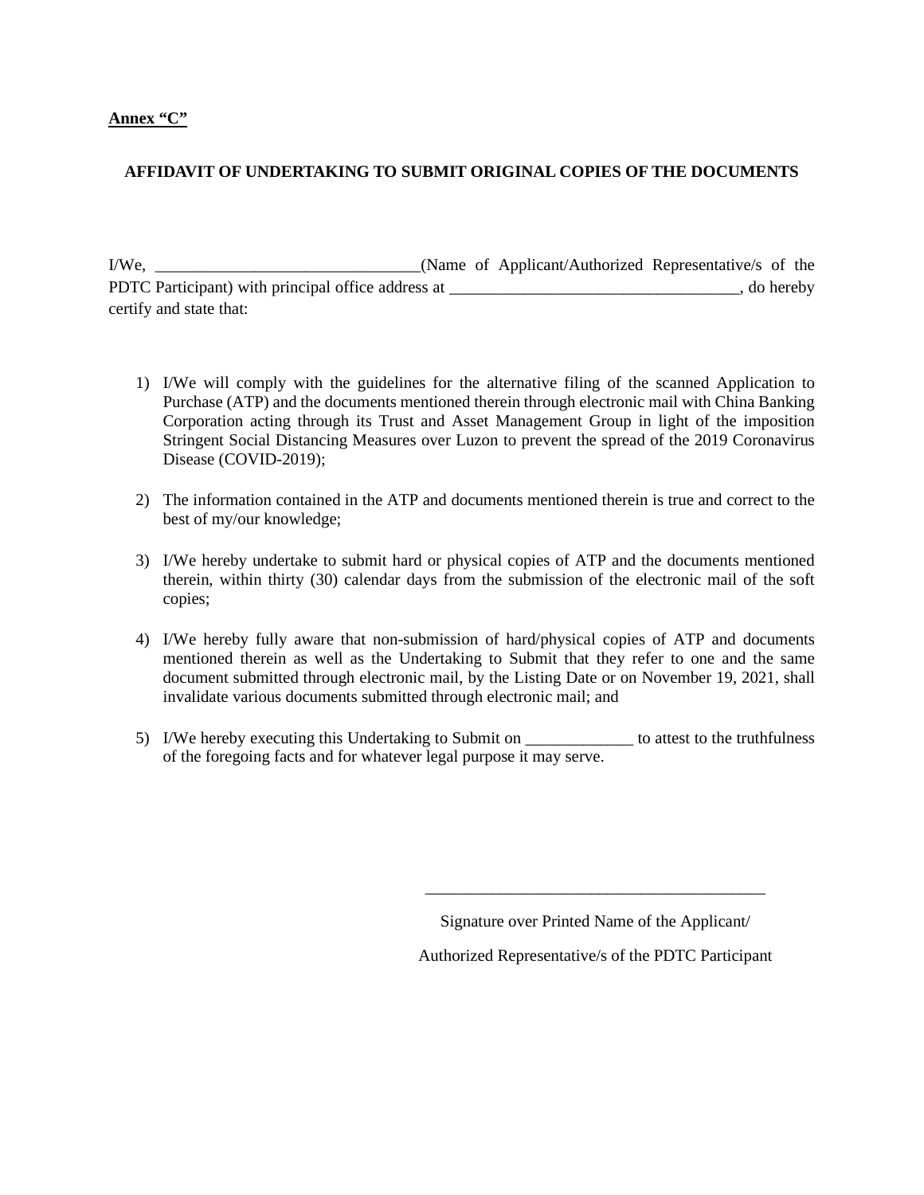**<u>Annex "C"</u>**

**AFFIDAVIT OF UNDERTAKING TO SUBMIT ORIGINAL COPIES OF THE DOCUMENTS**

I/We, ________________________________(Name of Applicant/Authorized Representative/s of the PDTC Participant) with principal office address at ___________________________________, do hereby certify and state that:

1) I/We will comply with the guidelines for the alternative filing of the scanned Application to Purchase (ATP) and the documents mentioned therein through electronic mail with China Banking Corporation acting through its Trust and Asset Management Group in light of the imposition Stringent Social Distancing Measures over Luzon to prevent the spread of the 2019 Coronavirus Disease (COVID-2019);

2) The information contained in the ATP and documents mentioned therein is true and correct to the best of my/our knowledge;

3) I/We hereby undertake to submit hard or physical copies of ATP and the documents mentioned therein, within thirty (30) calendar days from the submission of the electronic mail of the soft copies;

4) I/We hereby fully aware that non-submission of hard/physical copies of ATP and documents mentioned therein as well as the Undertaking to Submit that they refer to one and the same document submitted through electronic mail, by the Listing Date or on November 19, 2021, shall invalidate various documents submitted through electronic mail; and

5) I/We hereby executing this Undertaking to Submit on _____________ to attest to the truthfulness of the foregoing facts and for whatever legal purpose it may serve.

__________________________________________

Signature over Printed Name of the Applicant/

Authorized Representative/s of the PDTC Participant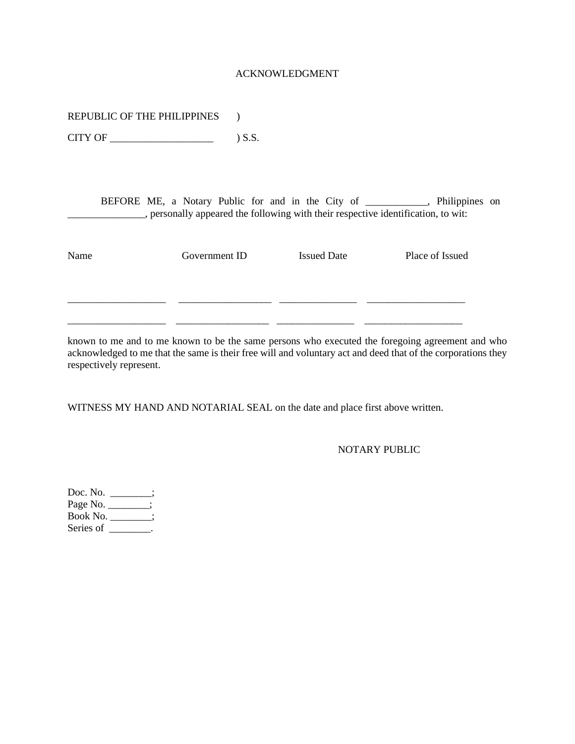# ACKNOWLEDGMENT

REPUBLIC OF THE PHILIPPINES )
CITY OF ____________________ ) S.S.

BEFORE ME, a Notary Public for and in the City of ____________, Philippines on _______________, personally appeared the following with their respective identification, to wit:

| Name | Government ID | Issued Date | Place of Issued |
|---|---|---|---|
| ___________________ | _________________ | ______________ | __________________ |
| ___________________ | _________________ | ______________ | __________________ |

known to me and to me known to be the same persons who executed the foregoing agreement and who acknowledged to me that the same is their free will and voluntary act and deed that of the corporations they respectively represent.

WITNESS MY HAND AND NOTARIAL SEAL on the date and place first above written.

NOTARY PUBLIC

Doc. No. ________;
Page No. ________;
Book No. ________;
Series of ________.